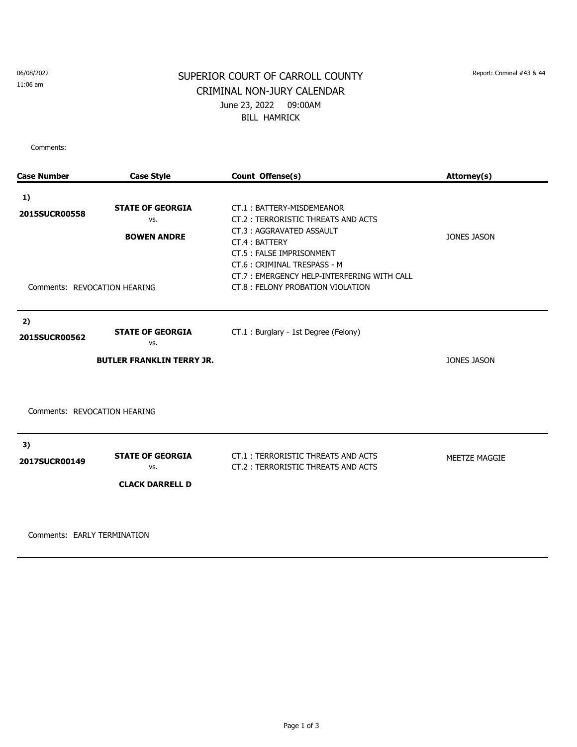06/08/2022
11:06 am

# SUPERIOR COURT OF CARROLL COUNTY

## CRIMINAL NON-JURY CALENDAR

June 23, 2022 09:00AM

BILL HAMRICK

Report: Criminal #43 & 44

Comments:

| Case Number | Case Style | Count Offense(s) | Attorney(s) |
|---|---|---|---|
| **1)** **2015SUCR00558** | **STATE OF GEORGIA** vs. **BOWEN ANDRE** | CT.1 : BATTERY-MISDEMEANOR<br>CT.2 : TERRORISTIC THREATS AND ACTS<br>CT.3 : AGGRAVATED ASSAULT<br>CT.4 : BATTERY<br>CT.5 : FALSE IMPRISONMENT<br>CT.6 : CRIMINAL TRESPASS - M<br>CT.7 : EMERGENCY HELP-INTERFERING WITH CALL<br>CT.8 : FELONY PROBATION VIOLATION | JONES JASON |
| Comments: REVOCATION HEARING | | | |
| **2)** **2015SUCR00562** | **STATE OF GEORGIA** vs. **BUTLER FRANKLIN TERRY JR.** | CT.1 : Burglary - 1st Degree (Felony) | JONES JASON |
| Comments: REVOCATION HEARING | | | |
| **3)** **2017SUCR00149** | **STATE OF GEORGIA** vs. **CLACK DARRELL D** | CT.1 : TERRORISTIC THREATS AND ACTS<br>CT.2 : TERRORISTIC THREATS AND ACTS | MEETZE MAGGIE |
| Comments: EARLY TERMINATION | | | |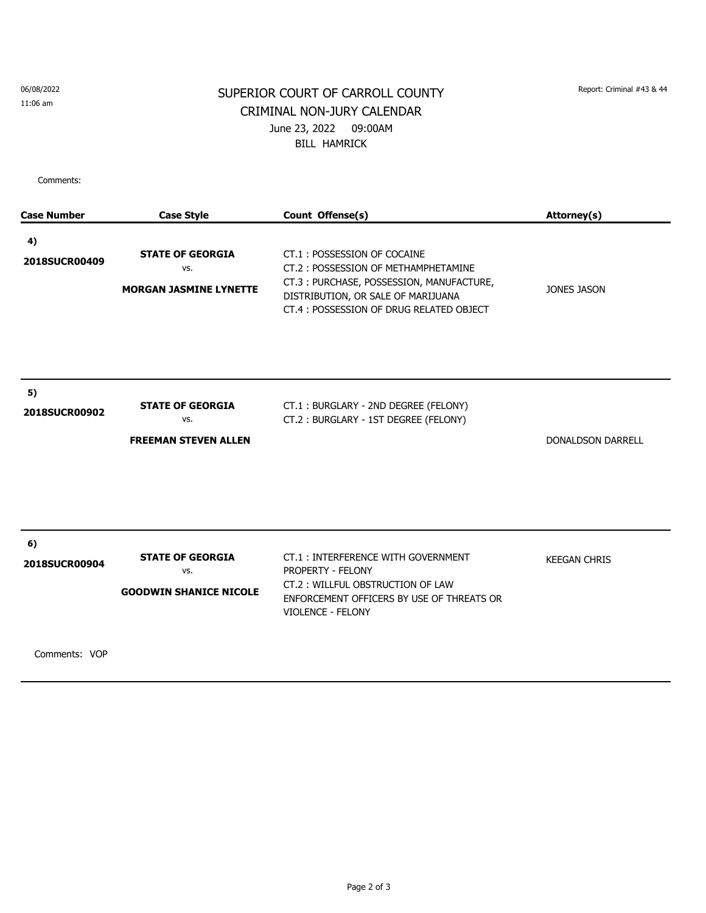06/08/2022
11:06 am

Report: Criminal #43 & 44

# SUPERIOR COURT OF CARROLL COUNTY
## CRIMINAL NON-JURY CALENDAR
June 23, 2022 09:00AM
BILL HAMRICK

Comments:

| Case Number | Case Style | Count Offense(s) | Attorney(s) |
|---|---|---|---|
| **4)** **2018SUCR00409** | **STATE OF GEORGIA** vs. **MORGAN JASMINE LYNETTE** | CT.1 : POSSESSION OF COCAINE<br>CT.2 : POSSESSION OF METHAMPHETAMINE<br>CT.3 : PURCHASE, POSSESSION, MANUFACTURE, DISTRIBUTION, OR SALE OF MARIJUANA<br>CT.4 : POSSESSION OF DRUG RELATED OBJECT | JONES JASON |
| **5)** **2018SUCR00902** | **STATE OF GEORGIA** vs. **FREEMAN STEVEN ALLEN** | CT.1 : BURGLARY - 2ND DEGREE (FELONY)<br>CT.2 : BURGLARY - 1ST DEGREE (FELONY) | DONALDSON DARRELL |
| **6)** **2018SUCR00904** | **STATE OF GEORGIA** vs. **GOODWIN SHANICE NICOLE** | CT.1 : INTERFERENCE WITH GOVERNMENT PROPERTY - FELONY<br>CT.2 : WILLFUL OBSTRUCTION OF LAW ENFORCEMENT OFFICERS BY USE OF THREATS OR VIOLENCE - FELONY | KEEGAN CHRIS |

Comments: VOP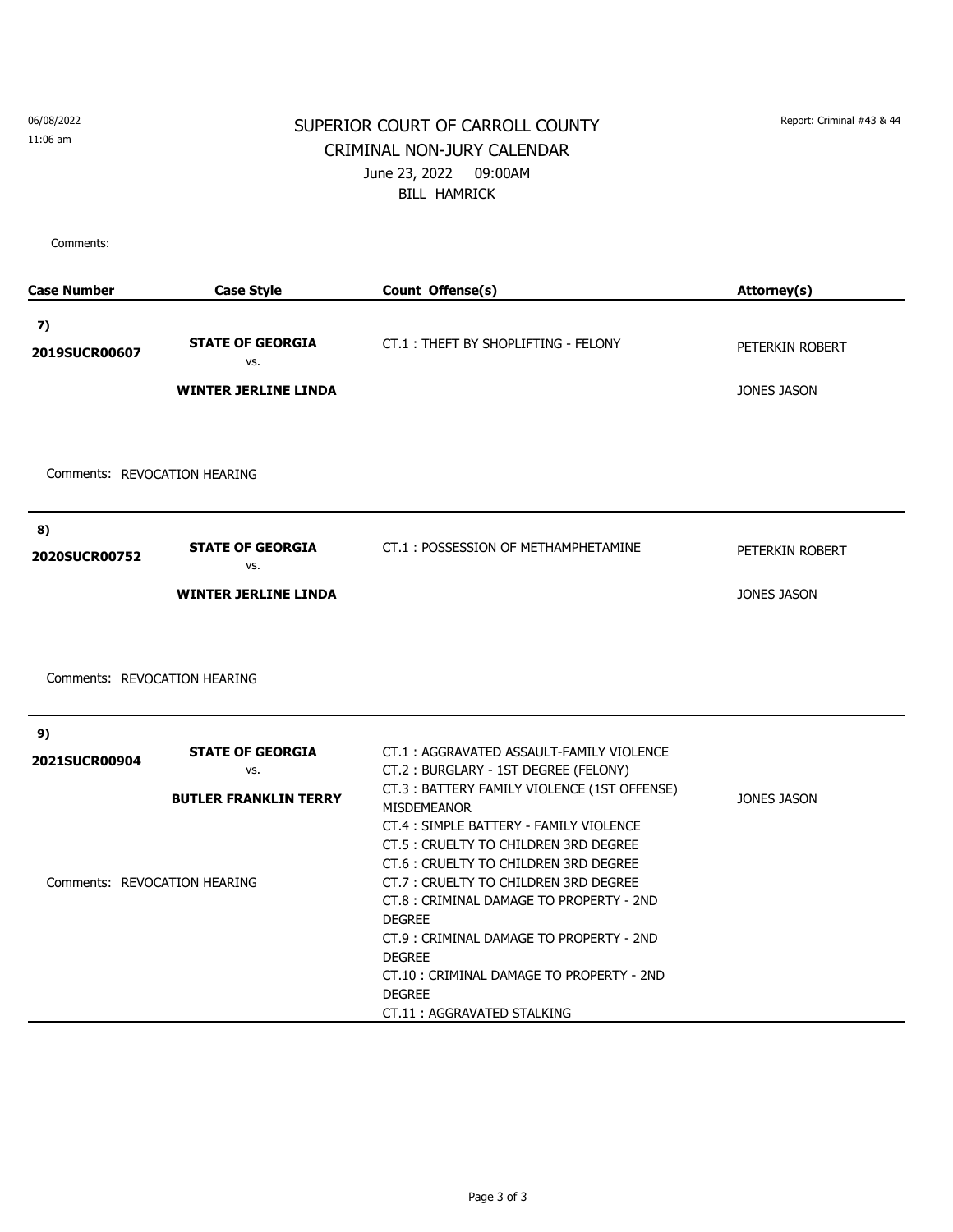06/08/2022
11:06 am

# SUPERIOR COURT OF CARROLL COUNTY
## CRIMINAL NON-JURY CALENDAR
June 23, 2022 09:00AM
BILL HAMRICK

Report: Criminal #43 & 44

Comments:

| Case Number | Case Style | Count Offense(s) | Attorney(s) |
|---|---|---|---|
| **7)** **2019SUCR00607** | **STATE OF GEORGIA** vs. **WINTER JERLINE LINDA** | CT.1 : THEFT BY SHOPLIFTING - FELONY | PETERKIN ROBERT<br>JONES JASON |
| Comments: REVOCATION HEARING | | | |
| **8)** **2020SUCR00752** | **STATE OF GEORGIA** vs. **WINTER JERLINE LINDA** | CT.1 : POSSESSION OF METHAMPHETAMINE | PETERKIN ROBERT<br>JONES JASON |
| Comments: REVOCATION HEARING | | | |
| **9)** **2021SUCR00904** | **STATE OF GEORGIA** vs. **BUTLER FRANKLIN TERRY**<br>Comments: REVOCATION HEARING | CT.1 : AGGRAVATED ASSAULT-FAMILY VIOLENCE<br>CT.2 : BURGLARY - 1ST DEGREE (FELONY)<br>CT.3 : BATTERY FAMILY VIOLENCE (1ST OFFENSE) MISDEMEANOR<br>CT.4 : SIMPLE BATTERY - FAMILY VIOLENCE<br>CT.5 : CRUELTY TO CHILDREN 3RD DEGREE<br>CT.6 : CRUELTY TO CHILDREN 3RD DEGREE<br>CT.7 : CRUELTY TO CHILDREN 3RD DEGREE<br>CT.8 : CRIMINAL DAMAGE TO PROPERTY - 2ND DEGREE<br>CT.9 : CRIMINAL DAMAGE TO PROPERTY - 2ND DEGREE<br>CT.10 : CRIMINAL DAMAGE TO PROPERTY - 2ND DEGREE<br>CT.11 : AGGRAVATED STALKING | JONES JASON |